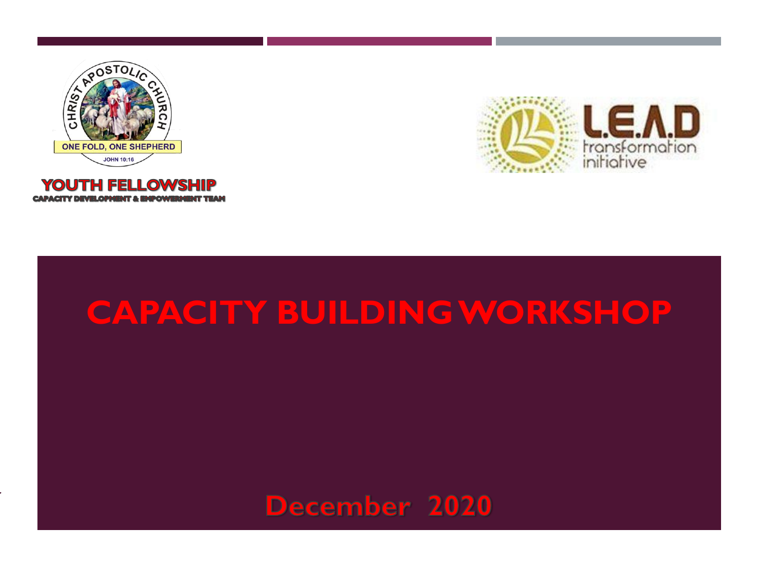CHRIST APOSTOLIC CHURCH

ONE FOLD, ONE SHEPHERD

JOHN 10:16

**YOUTH FELLOWSHIP**

**CAPACITY DEVELOPMENT & EMPOWERMENT TEAM**

L.E.A.D transformation initiative

# CAPACITY BUILDING WORKSHOP

**December 2020**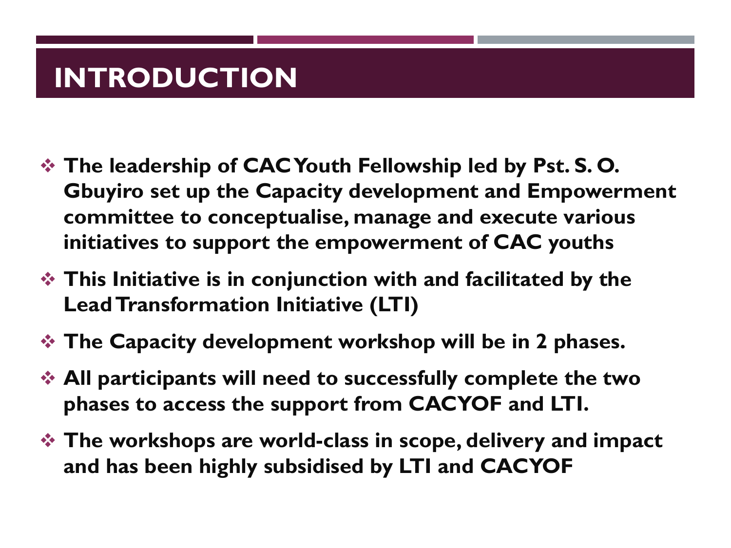# INTRODUCTION

- **The leadership of CAC Youth Fellowship led by Pst. S. O. Gbuyiro set up the Capacity development and Empowerment committee to conceptualise, manage and execute various initiatives to support the empowerment of CAC youths**
- **This Initiative is in conjunction with and facilitated by the Lead Transformation Initiative (LTI)**
- **The Capacity development workshop will be in 2 phases.**
- **All participants will need to successfully complete the two phases to access the support from CACYOF and LTI.**
- **The workshops are world-class in scope, delivery and impact and has been highly subsidised by LTI and CACYOF**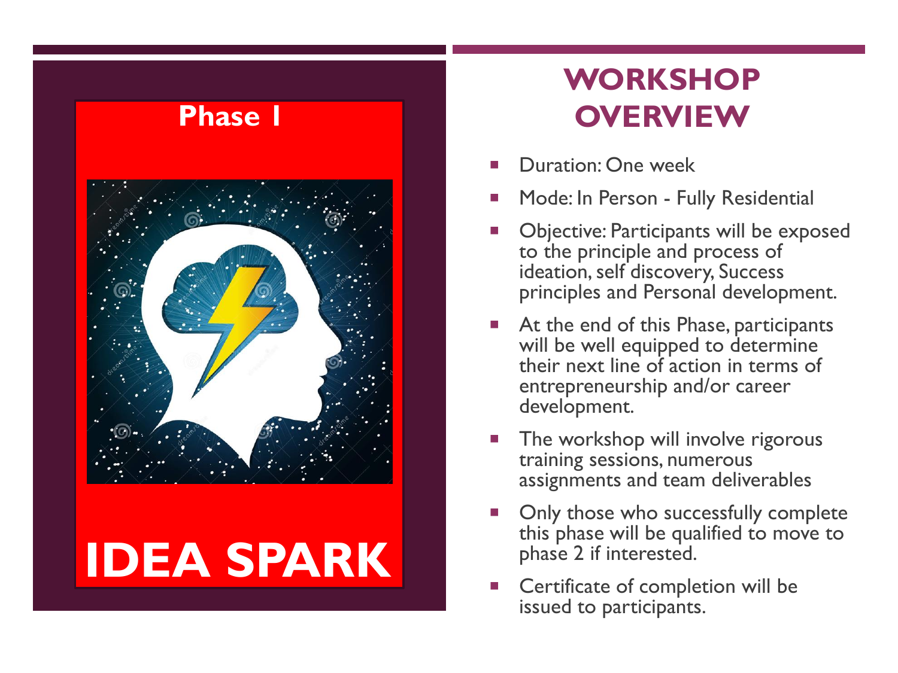**Phase 1**

# IDEA SPARK

## WORKSHOP OVERVIEW

- Duration: One week
- Mode: In Person - Fully Residential
- Objective: Participants will be exposed to the principle and process of ideation, self discovery, Success principles and Personal development.
- At the end of this Phase, participants will be well equipped to determine their next line of action in terms of entrepreneurship and/or career development.
- The workshop will involve rigorous training sessions, numerous assignments and team deliverables
- Only those who successfully complete this phase will be qualified to move to phase 2 if interested.
- Certificate of completion will be issued to participants.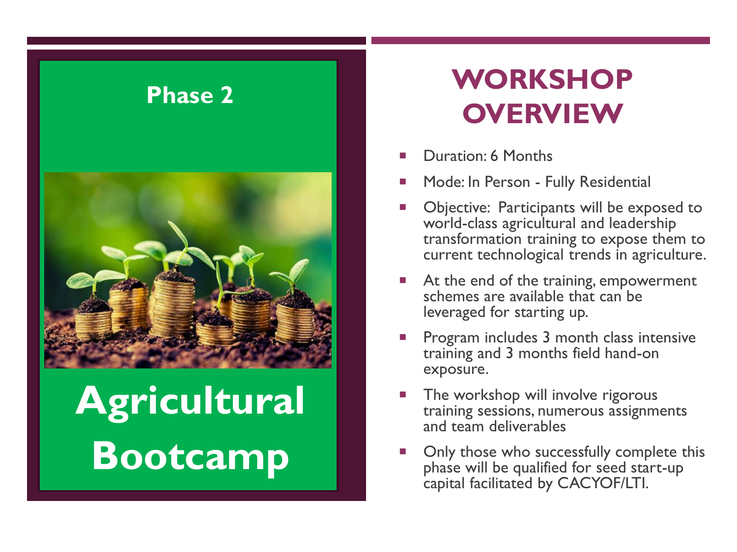Phase 2

# Agricultural Bootcamp

## WORKSHOP OVERVIEW

- Duration: 6 Months
- Mode: In Person - Fully Residential
- Objective: Participants will be exposed to world-class agricultural and leadership transformation training to expose them to current technological trends in agriculture.
- At the end of the training, empowerment schemes are available that can be leveraged for starting up.
- Program includes 3 month class intensive training and 3 months field hand-on exposure.
- The workshop will involve rigorous training sessions, numerous assignments and team deliverables
- Only those who successfully complete this phase will be qualified for seed start-up capital facilitated by CACYOF/LTI.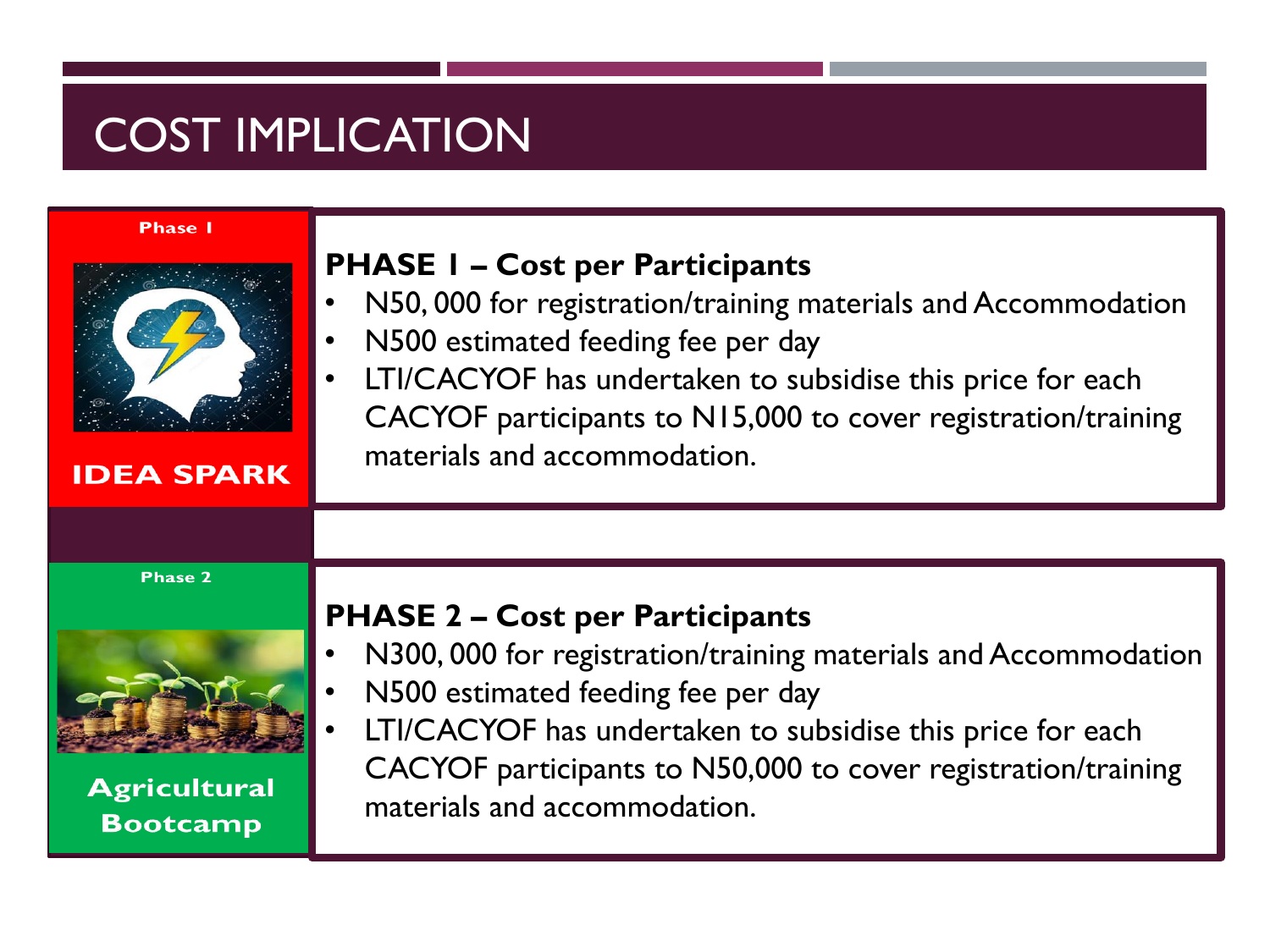# COST IMPLICATION

Phase 1

**IDEA SPARK**

**PHASE 1 – Cost per Participants**

- N50, 000 for registration/training materials and Accommodation
- N500 estimated feeding fee per day
- LTI/CACYOF has undertaken to subsidise this price for each CACYOF participants to N15,000 to cover registration/training materials and accommodation.

Phase 2

**Agricultural Bootcamp**

**PHASE 2 – Cost per Participants**

- N300, 000 for registration/training materials and Accommodation
- N500 estimated feeding fee per day
- LTI/CACYOF has undertaken to subsidise this price for each CACYOF participants to N50,000 to cover registration/training materials and accommodation.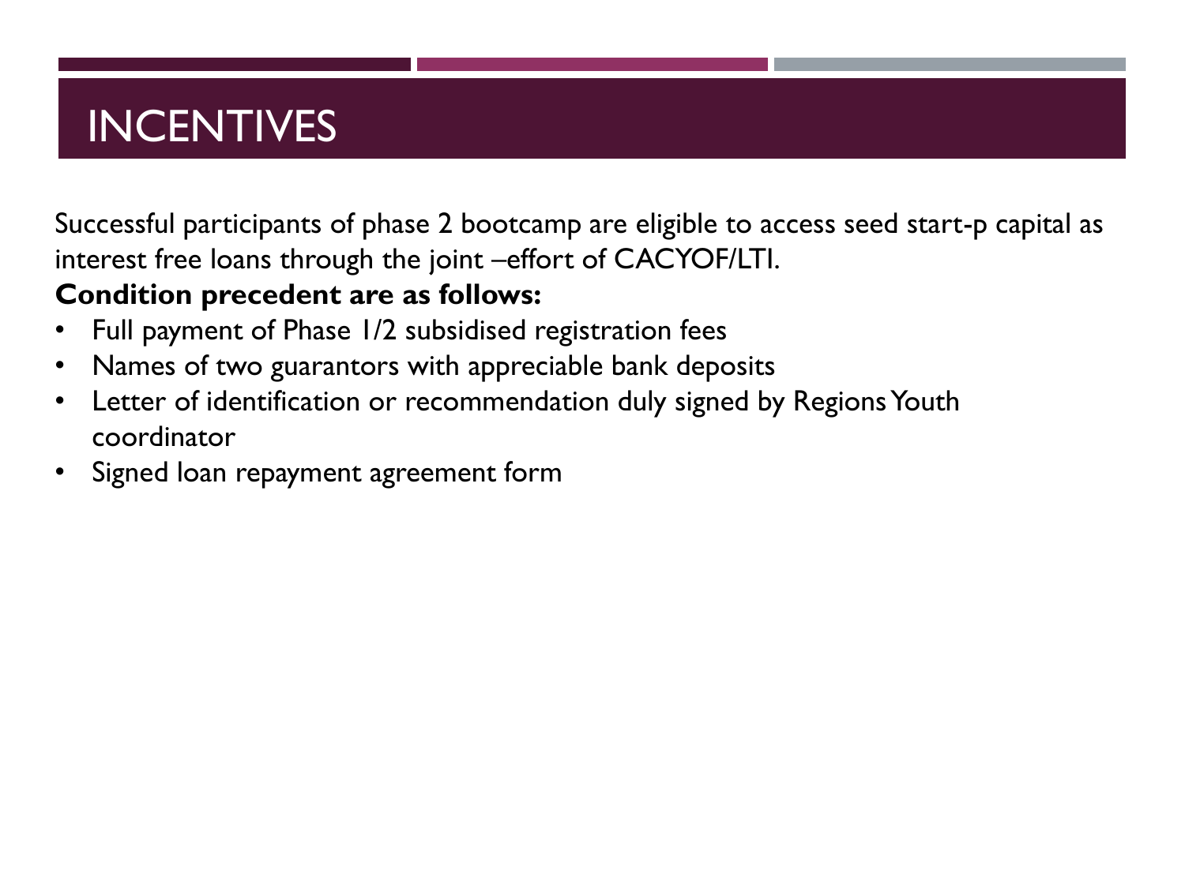# INCENTIVES

Successful participants of phase 2 bootcamp are eligible to access seed start-p capital as interest free loans through the joint –effort of CACYOF/LTI.

**Condition precedent are as follows:**

- Full payment of Phase 1/2 subsidised registration fees
- Names of two guarantors with appreciable bank deposits
- Letter of identification or recommendation duly signed by Regions Youth coordinator
- Signed loan repayment agreement form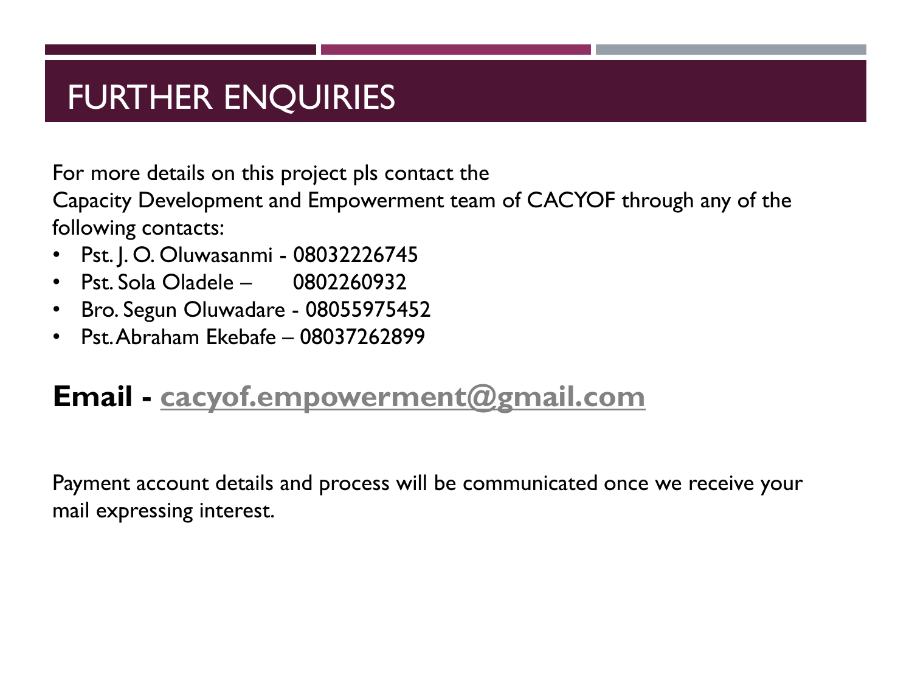# FURTHER ENQUIRIES

For more details on this project pls contact the
Capacity Development and Empowerment team of CACYOF through any of the following contacts:

- Pst. J. O. Oluwasanmi - 08032226745
- Pst. Sola Oladele – 0802260932
- Bro. Segun Oluwadare - 08055975452
- Pst. Abraham Ekebafe – 08037262899

**Email - cacyof.empowerment@gmail.com**

Payment account details and process will be communicated once we receive your mail expressing interest.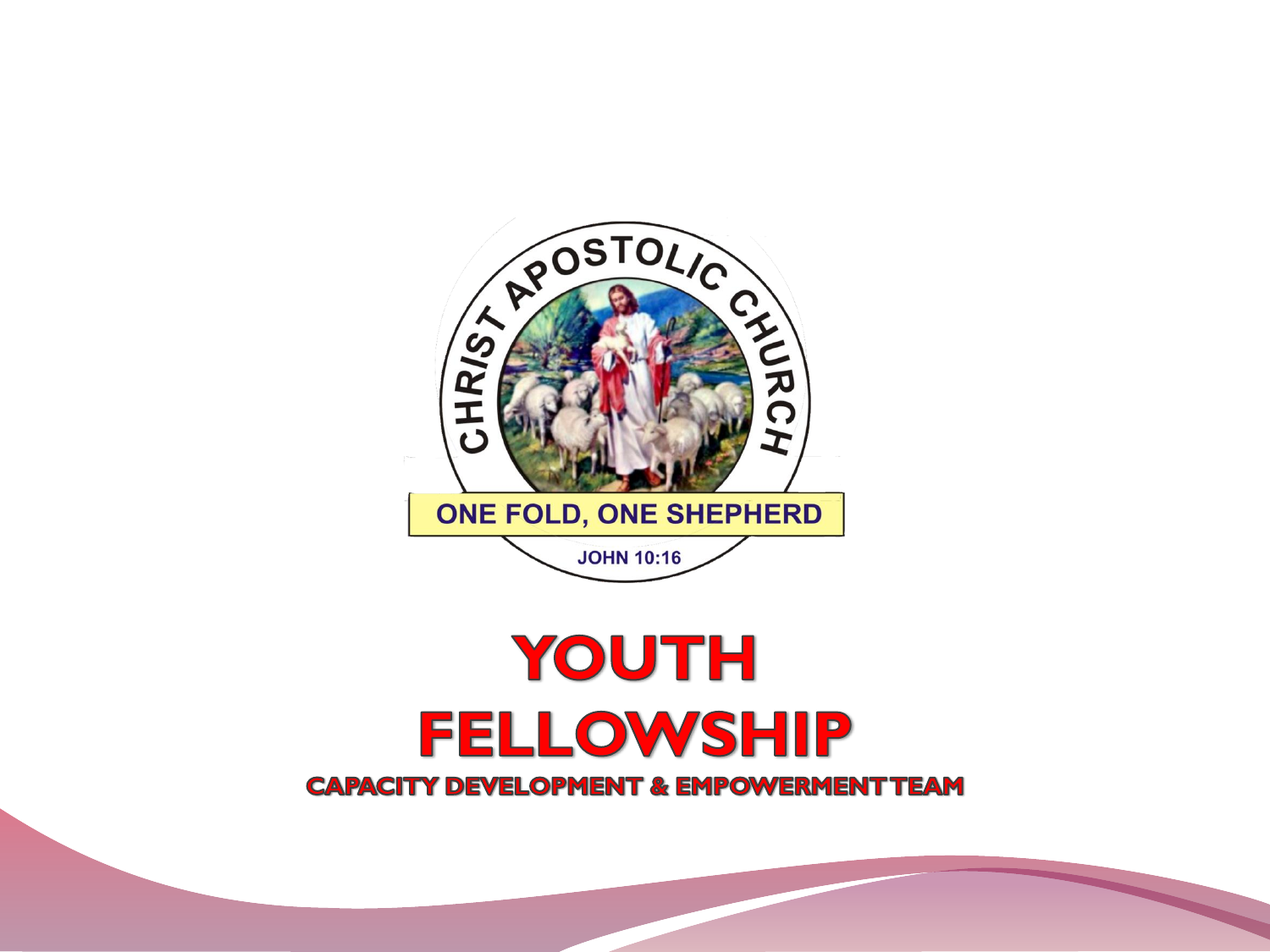CHRIST APOSTOLIC CHURCH

ONE FOLD, ONE SHEPHERD

JOHN 10:16

# YOUTH FELLOWSHIP

**CAPACITY DEVELOPMENT & EMPOWERMENT TEAM**